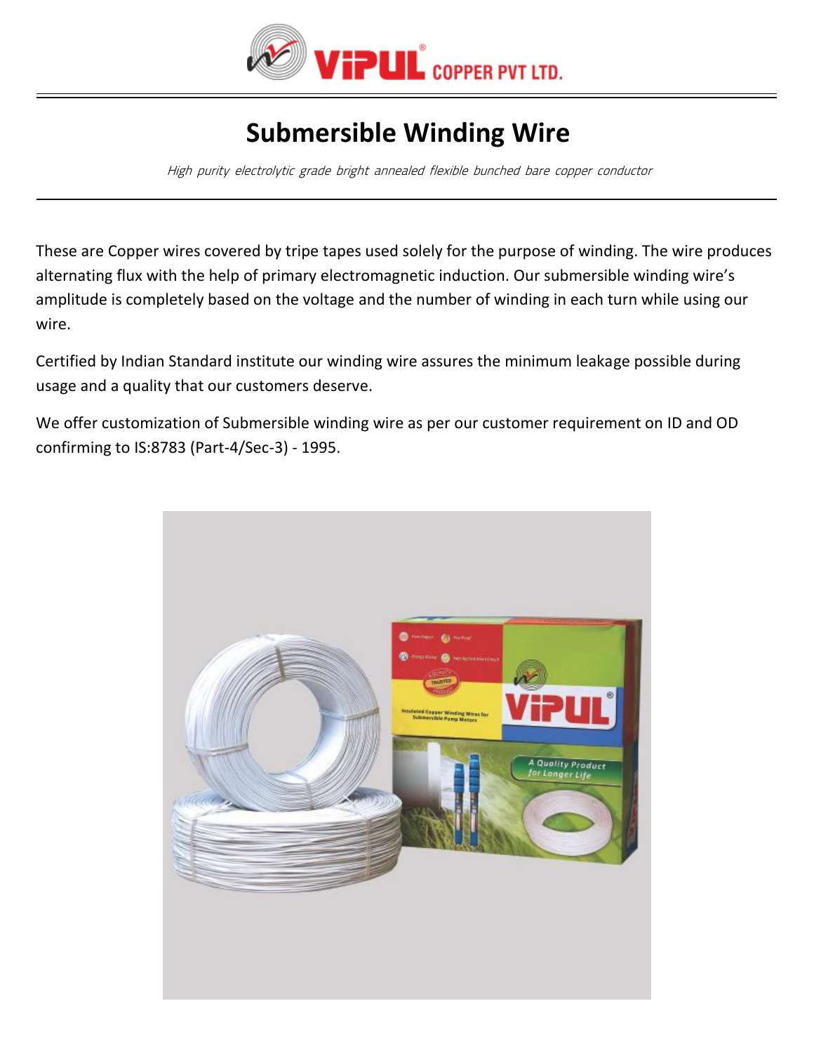VIPUL COPPER PVT LTD.

# Submersible Winding Wire

*High purity electrolytic grade bright annealed flexible bunched bare copper conductor*

These are Copper wires covered by tripe tapes used solely for the purpose of winding. The wire produces alternating flux with the help of primary electromagnetic induction. Our submersible winding wire's amplitude is completely based on the voltage and the number of winding in each turn while using our wire.

Certified by Indian Standard institute our winding wire assures the minimum leakage possible during usage and a quality that our customers deserve.

We offer customization of Submersible winding wire as per our customer requirement on ID and OD confirming to IS:8783 (Part-4/Sec-3) - 1995.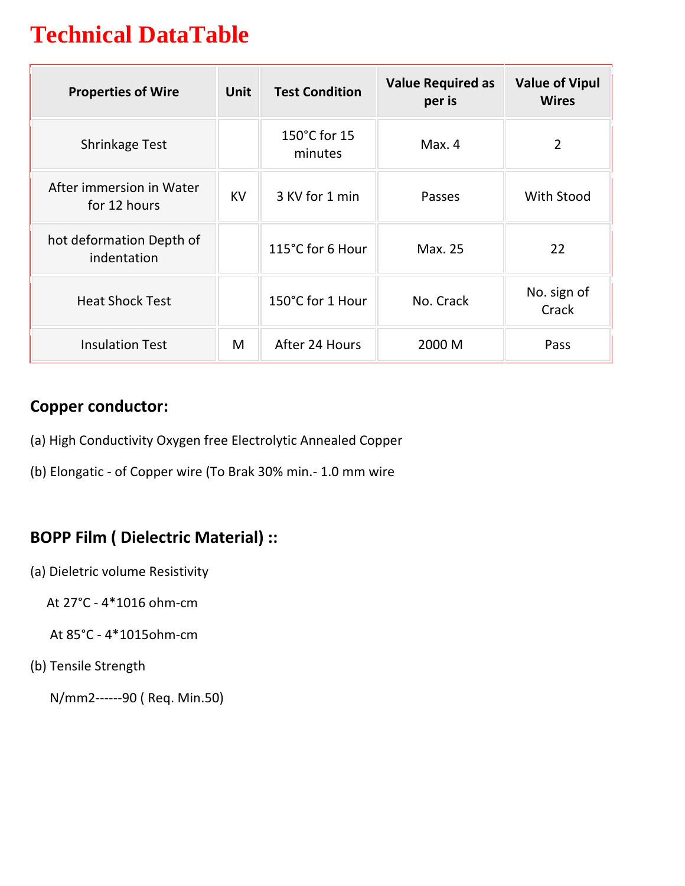# Technical DataTable

| Properties of Wire | Unit | Test Condition | Value Required as per is | Value of Vipul Wires |
|---|---|---|---|---|
| Shrinkage Test | | 150°C for 15 minutes | Max. 4 | 2 |
| After immersion in Water for 12 hours | KV | 3 KV for 1 min | Passes | With Stood |
| hot deformation Depth of indentation | | 115°C for 6 Hour | Max. 25 | 22 |
| Heat Shock Test | | 150°C for 1 Hour | No. Crack | No. sign of Crack |
| Insulation Test | M | After 24 Hours | 2000 M | Pass |

## Copper conductor:

(a) High Conductivity Oxygen free Electrolytic Annealed Copper

(b) Elongatic - of Copper wire (To Brak 30% min.- 1.0 mm wire

## BOPP Film ( Dielectric Material) ::

(a) Dieletric volume Resistivity

At 27°C - 4*1016 ohm-cm

At 85°C - 4*1015ohm-cm

(b) Tensile Strength

N/mm2------90 ( Req. Min.50)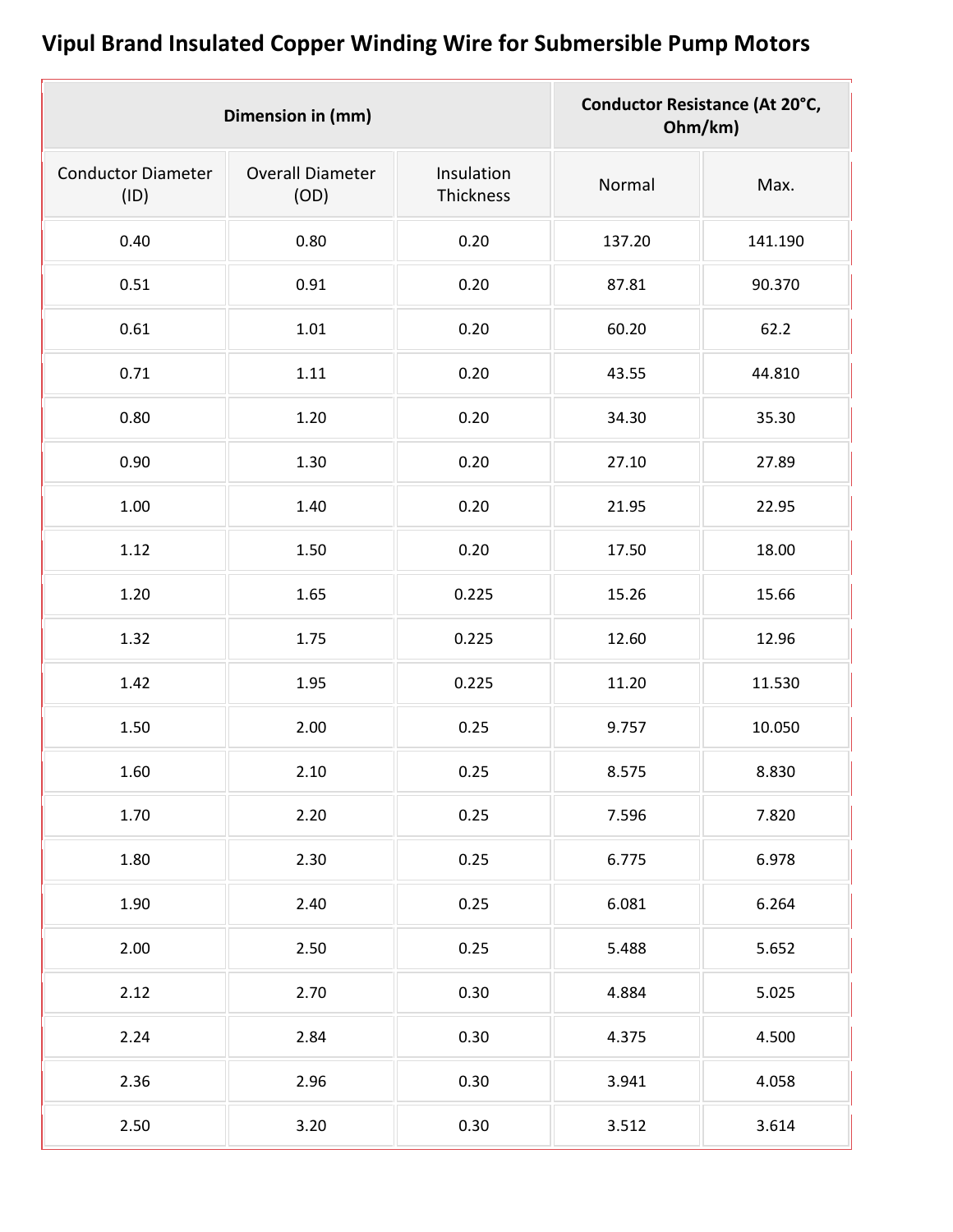## Vipul Brand Insulated Copper Winding Wire for Submersible Pump Motors

| Dimension in (mm) | | | Conductor Resistance (At 20°C, Ohm/km) | |
|---|---|---|---|---|
| Conductor Diameter (ID) | Overall Diameter (OD) | Insulation Thickness | Normal | Max. |
| 0.40 | 0.80 | 0.20 | 137.20 | 141.190 |
| 0.51 | 0.91 | 0.20 | 87.81 | 90.370 |
| 0.61 | 1.01 | 0.20 | 60.20 | 62.2 |
| 0.71 | 1.11 | 0.20 | 43.55 | 44.810 |
| 0.80 | 1.20 | 0.20 | 34.30 | 35.30 |
| 0.90 | 1.30 | 0.20 | 27.10 | 27.89 |
| 1.00 | 1.40 | 0.20 | 21.95 | 22.95 |
| 1.12 | 1.50 | 0.20 | 17.50 | 18.00 |
| 1.20 | 1.65 | 0.225 | 15.26 | 15.66 |
| 1.32 | 1.75 | 0.225 | 12.60 | 12.96 |
| 1.42 | 1.95 | 0.225 | 11.20 | 11.530 |
| 1.50 | 2.00 | 0.25 | 9.757 | 10.050 |
| 1.60 | 2.10 | 0.25 | 8.575 | 8.830 |
| 1.70 | 2.20 | 0.25 | 7.596 | 7.820 |
| 1.80 | 2.30 | 0.25 | 6.775 | 6.978 |
| 1.90 | 2.40 | 0.25 | 6.081 | 6.264 |
| 2.00 | 2.50 | 0.25 | 5.488 | 5.652 |
| 2.12 | 2.70 | 0.30 | 4.884 | 5.025 |
| 2.24 | 2.84 | 0.30 | 4.375 | 4.500 |
| 2.36 | 2.96 | 0.30 | 3.941 | 4.058 |
| 2.50 | 3.20 | 0.30 | 3.512 | 3.614 |